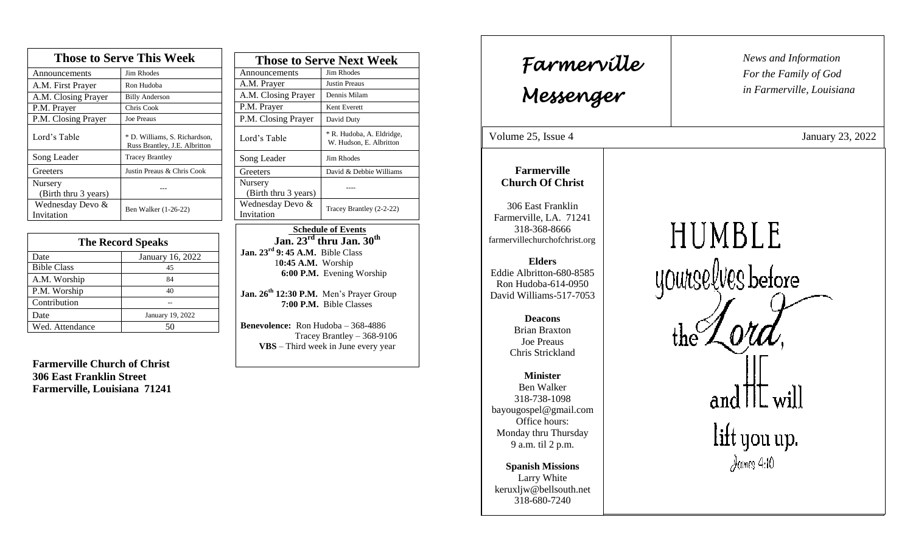| Those to Serve This Week | |
|---|---|
| Announcements | Jim Rhodes |
| A.M. First Prayer | Ron Hudoba |
| A.M. Closing Prayer | Billy Anderson |
| P.M. Prayer | Chris Cook |
| P.M. Closing Prayer | Joe Preaus |
| Lord's Table | * D. Williams, S. Richardson, Russ Brantley, J.E. Albritton |
| Song Leader | Tracey Brantley |
| Greeters | Justin Preaus & Chris Cook |
| Nursery (Birth thru 3 years) | --- |
| Wednesday Devo & Invitation | Ben Walker (1-26-22) |

| The Record Speaks | |
|---|---|
| Date | January 16, 2022 |
| Bible Class | 45 |
| A.M. Worship | 84 |
| P.M. Worship | 40 |
| Contribution | -- |
| Date | January 19, 2022 |
| Wed. Attendance | 50 |

**Farmerville Church of Christ**
**306 East Franklin Street**
**Farmerville, Louisiana 71241**

| Those to Serve Next Week | |
|---|---|
| Announcements | Jim Rhodes |
| A.M. Prayer | Justin Preaus |
| A.M. Closing Prayer | Dennis Milam |
| P.M. Prayer | Kent Everett |
| P.M. Closing Prayer | David Duty |
| Lord's Table | * R. Hudoba, A. Eldridge, W. Hudson, E. Albritton |
| Song Leader | Jim Rhodes |
| Greeters | David & Debbie Williams |
| Nursery (Birth thru 3 years) | ---- |
| Wednesday Devo & Invitation | Tracey Brantley (2-2-22) |

**Schedule of Events**
**Jan. 23rd thru Jan. 30th**

**Jan. 23rd 9: 45 A.M.** Bible Class
**10:45 A.M.** Worship
**6:00 P.M.** Evening Worship

**Jan. 26th 12:30 P.M.** Men's Prayer Group
**7:00 P.M.** Bible Classes

**Benevolence:** Ron Hudoba – 368-4886
Tracey Brantley – 368-9106
**VBS** – Third week in June every year

# Farmerville Messenger

*News and Information*
*For the Family of God*
*in Farmerville, Louisiana*

Volume 25, Issue 4 — January 23, 2022

**Farmerville Church Of Christ**

306 East Franklin
Farmerville, LA. 71241
318-368-8666
farmervillechurchofchrist.org

**Elders**
Eddie Albritton-680-8585
Ron Hudoba-614-0950
David Williams-517-7053

**Deacons**
Brian Braxton
Joe Preaus
Chris Strickland

**Minister**
Ben Walker
318-738-1098
bayougospel@gmail.com
Office hours:
Monday thru Thursday
9 a.m. til 2 p.m.

**Spanish Missions**
Larry White
keruxljw@bellsouth.net
318-680-7240

HUMBLE yourselves before the Lord, and HE will lift you up.
James 4:10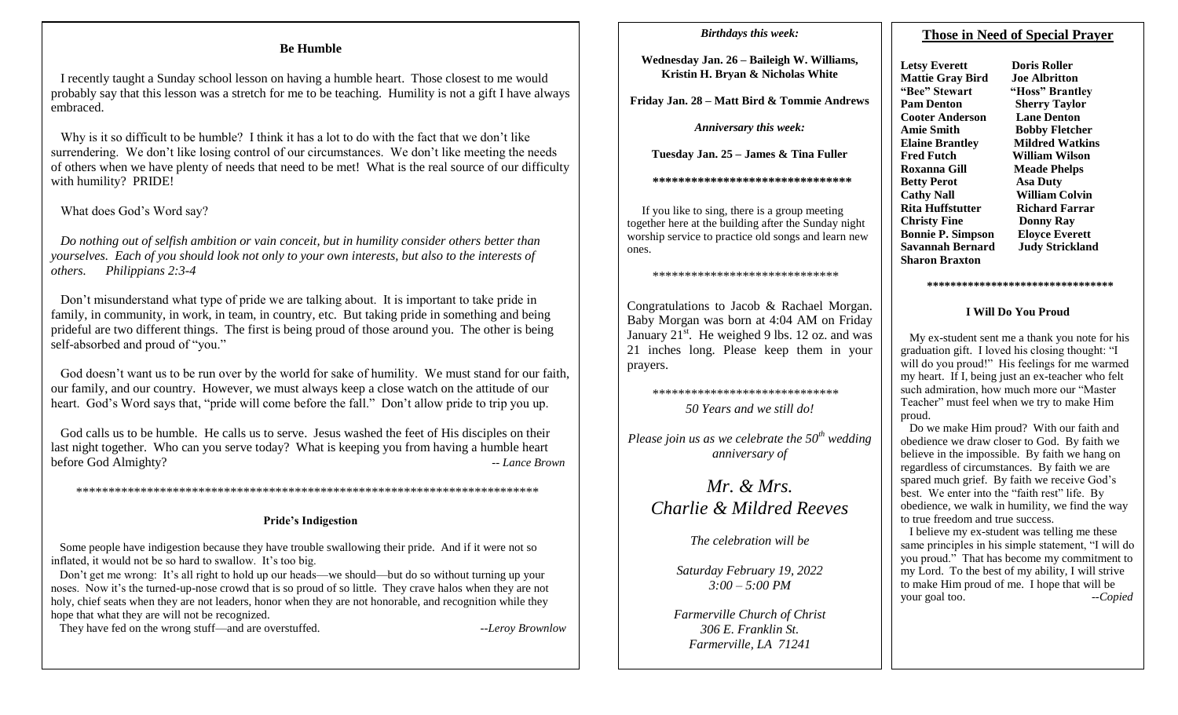## Be Humble

I recently taught a Sunday school lesson on having a humble heart. Those closest to me would probably say that this lesson was a stretch for me to be teaching. Humility is not a gift I have always embraced.

Why is it so difficult to be humble? I think it has a lot to do with the fact that we don't like surrendering. We don't like losing control of our circumstances. We don't like meeting the needs of others when we have plenty of needs that need to be met! What is the real source of our difficulty with humility? PRIDE!

What does God's Word say?

*Do nothing out of selfish ambition or vain conceit, but in humility consider others better than yourselves. Each of you should look not only to your own interests, but also to the interests of others. Philippians 2:3-4*

Don't misunderstand what type of pride we are talking about. It is important to take pride in family, in community, in work, in team, in country, etc. But taking pride in something and being prideful are two different things. The first is being proud of those around you. The other is being self-absorbed and proud of "you."

God doesn't want us to be run over by the world for sake of humility. We must stand for our faith, our family, and our country. However, we must always keep a close watch on the attitude of our heart. God's Word says that, "pride will come before the fall." Don't allow pride to trip you up.

God calls us to be humble. He calls us to serve. Jesus washed the feet of His disciples on their last night together. Who can you serve today? What is keeping you from having a humble heart before God Almighty?

*-- Lance Brown*

\*\*\*\*\*\*\*\*\*\*\*\*\*\*\*\*\*\*\*\*\*\*\*\*\*\*\*\*\*\*\*\*\*\*\*\*\*\*\*\*\*\*\*\*\*\*\*\*\*\*\*\*\*\*\*\*\*\*\*\*\*\*\*\*\*\*\*\*\*\*\*\*\*\*\*\*

### Pride's Indigestion

Some people have indigestion because they have trouble swallowing their pride. And if it were not so inflated, it would not be so hard to swallow. It's too big.

Don't get me wrong: It's all right to hold up our heads—we should—but do so without turning up your noses. Now it's the turned-up-nose crowd that is so proud of so little. They crave halos when they are not holy, chief seats when they are not leaders, honor when they are not honorable, and recognition while they hope that what they are will not be recognized.

They have fed on the wrong stuff—and are overstuffed.

*--Leroy Brownlow*

*Birthdays this week:*

**Wednesday Jan. 26 – Baileigh W. Williams, Kristin H. Bryan & Nicholas White**

**Friday Jan. 28 – Matt Bird & Tommie Andrews**

*Anniversary this week:*

**Tuesday Jan. 25 – James & Tina Fuller**

**\*\*\*\*\*\*\*\*\*\*\*\*\*\*\*\*\*\*\*\*\*\*\*\*\*\*\*\*\*\*\***

If you like to sing, there is a group meeting together here at the building after the Sunday night worship service to practice old songs and learn new ones.

\*\*\*\*\*\*\*\*\*\*\*\*\*\*\*\*\*\*\*\*\*\*\*\*\*\*\*\*\*\*

Congratulations to Jacob & Rachael Morgan. Baby Morgan was born at 4:04 AM on Friday January 21st. He weighed 9 lbs. 12 oz. and was 21 inches long. Please keep them in your prayers.

\*\*\*\*\*\*\*\*\*\*\*\*\*\*\*\*\*\*\*\*\*\*\*\*\*\*\*\*\*\*

*50 Years and we still do!*

*Please join us as we celebrate the 50th wedding anniversary of*

*Mr. & Mrs. Charlie & Mildred Reeves*

*The celebration will be*

*Saturday February 19, 2022*
*3:00 – 5:00 PM*

*Farmerville Church of Christ*
*306 E. Franklin St.*
*Farmerville, LA 71241*

## Those in Need of Special Prayer

| | |
|---|---|
| **Letsy Everett** | **Doris Roller** |
| **Mattie Gray Bird** | **Joe Albritton** |
| **"Bee" Stewart** | **"Hoss" Brantley** |
| **Pam Denton** | **Sherry Taylor** |
| **Cooter Anderson** | **Lane Denton** |
| **Amie Smith** | **Bobby Fletcher** |
| **Elaine Brantley** | **Mildred Watkins** |
| **Fred Futch** | **William Wilson** |
| **Roxanna Gill** | **Meade Phelps** |
| **Betty Perot** | **Asa Duty** |
| **Cathy Nall** | **William Colvin** |
| **Rita Huffstutter** | **Richard Farrar** |
| **Christy Fine** | **Donny Ray** |
| **Bonnie P. Simpson** | **Eloyce Everett** |
| **Savannah Bernard** | **Judy Strickland** |
| **Sharon Braxton** | |

**\*\*\*\*\*\*\*\*\*\*\*\*\*\*\*\*\*\*\*\*\*\*\*\*\*\*\*\*\*\*\***

### I Will Do You Proud

My ex-student sent me a thank you note for his graduation gift. I loved his closing thought: "I will do you proud!" His feelings for me warmed my heart. If I, being just an ex-teacher who felt such admiration, how much more our "Master Teacher" must feel when we try to make Him proud.

Do we make Him proud? With our faith and obedience we draw closer to God. By faith we believe in the impossible. By faith we hang on regardless of circumstances. By faith we are spared much grief. By faith we receive God's best. We enter into the "faith rest" life. By obedience, we walk in humility, we find the way to true freedom and true success.

I believe my ex-student was telling me these same principles in his simple statement, "I will do you proud." That has become my commitment to my Lord. To the best of my ability, I will strive to make Him proud of me. I hope that will be your goal too.

*--Copied*